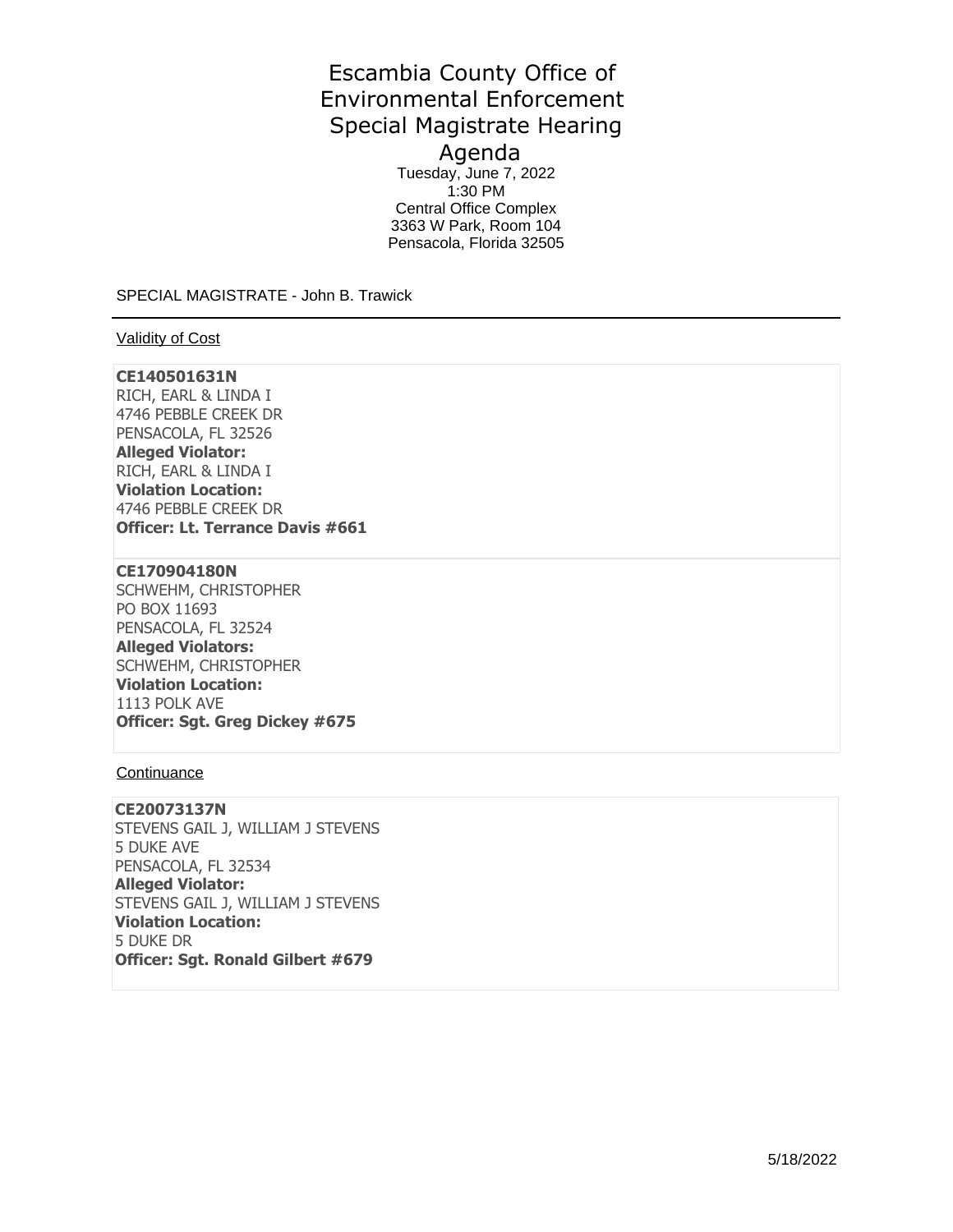# Escambia County Office of Environmental Enforcement Special Magistrate Hearing Agenda

Tuesday, June 7, 2022
1:30 PM
Central Office Complex
3363 W Park, Room 104
Pensacola, Florida 32505

SPECIAL MAGISTRATE - John B. Trawick

---

Validity of Cost

**CE140501631N**
RICH, EARL & LINDA I
4746 PEBBLE CREEK DR
PENSACOLA, FL 32526
**Alleged Violator:**
RICH, EARL & LINDA I
**Violation Location:**
4746 PEBBLE CREEK DR
**Officer: Lt. Terrance Davis #661**

**CE170904180N**
SCHWEHM, CHRISTOPHER
PO BOX 11693
PENSACOLA, FL 32524
**Alleged Violators:**
SCHWEHM, CHRISTOPHER
**Violation Location:**
1113 POLK AVE
**Officer: Sgt. Greg Dickey #675**

Continuance

**CE20073137N**
STEVENS GAIL J, WILLIAM J STEVENS
5 DUKE AVE
PENSACOLA, FL 32534
**Alleged Violator:**
STEVENS GAIL J, WILLIAM J STEVENS
**Violation Location:**
5 DUKE DR
**Officer: Sgt. Ronald Gilbert #679**

5/18/2022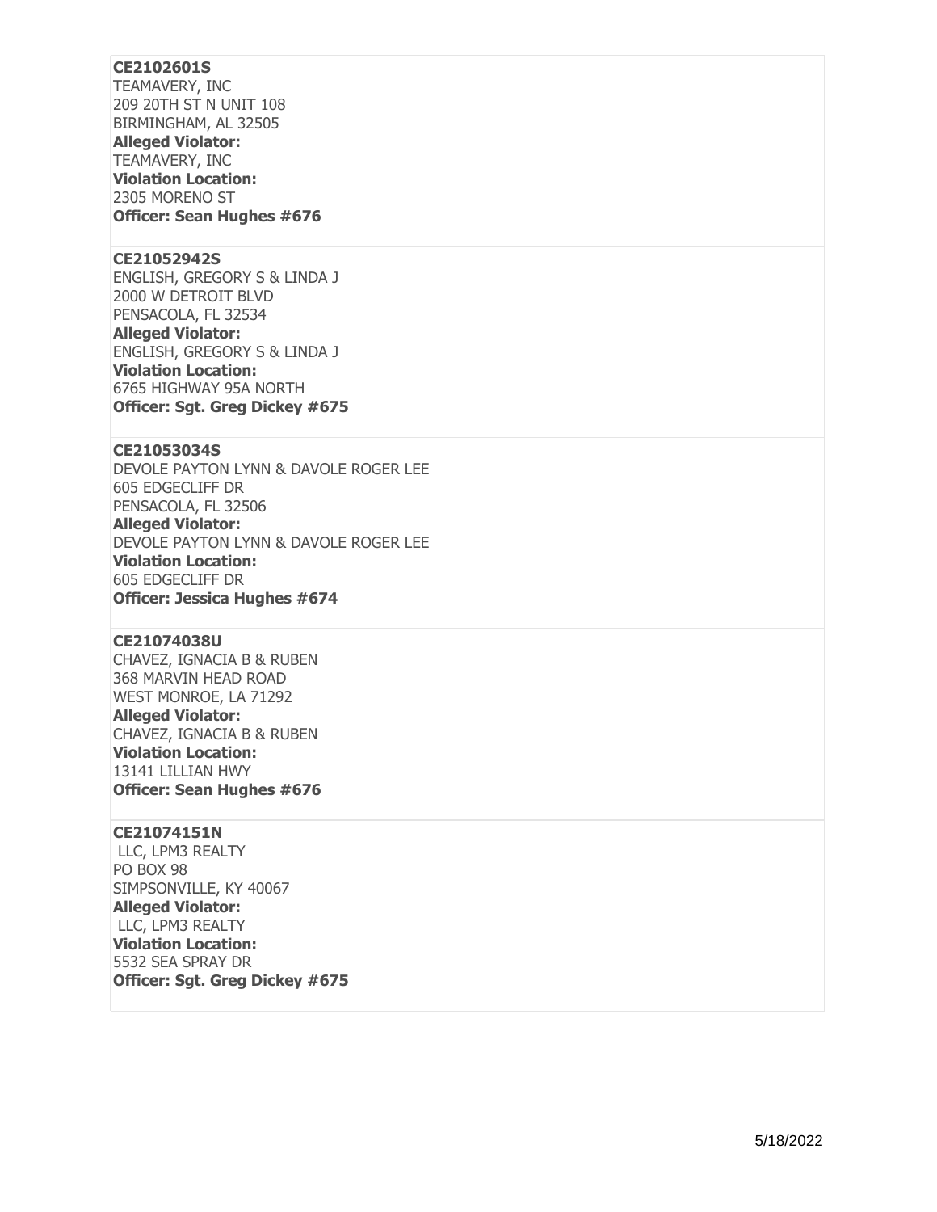**CE2102601S**
TEAMAVERY, INC
209 20TH ST N UNIT 108
BIRMINGHAM, AL 32505
**Alleged Violator:**
TEAMAVERY, INC
**Violation Location:**
2305 MORENO ST
**Officer: Sean Hughes #676**

---

**CE21052942S**
ENGLISH, GREGORY S & LINDA J
2000 W DETROIT BLVD
PENSACOLA, FL 32534
**Alleged Violator:**
ENGLISH, GREGORY S & LINDA J
**Violation Location:**
6765 HIGHWAY 95A NORTH
**Officer: Sgt. Greg Dickey #675**

---

**CE21053034S**
DEVOLE PAYTON LYNN & DAVOLE ROGER LEE
605 EDGECLIFF DR
PENSACOLA, FL 32506
**Alleged Violator:**
DEVOLE PAYTON LYNN & DAVOLE ROGER LEE
**Violation Location:**
605 EDGECLIFF DR
**Officer: Jessica Hughes #674**

---

**CE21074038U**
CHAVEZ, IGNACIA B & RUBEN
368 MARVIN HEAD ROAD
WEST MONROE, LA 71292
**Alleged Violator:**
CHAVEZ, IGNACIA B & RUBEN
**Violation Location:**
13141 LILLIAN HWY
**Officer: Sean Hughes #676**

---

**CE21074151N**
LLC, LPM3 REALTY
PO BOX 98
SIMPSONVILLE, KY 40067
**Alleged Violator:**
LLC, LPM3 REALTY
**Violation Location:**
5532 SEA SPRAY DR
**Officer: Sgt. Greg Dickey #675**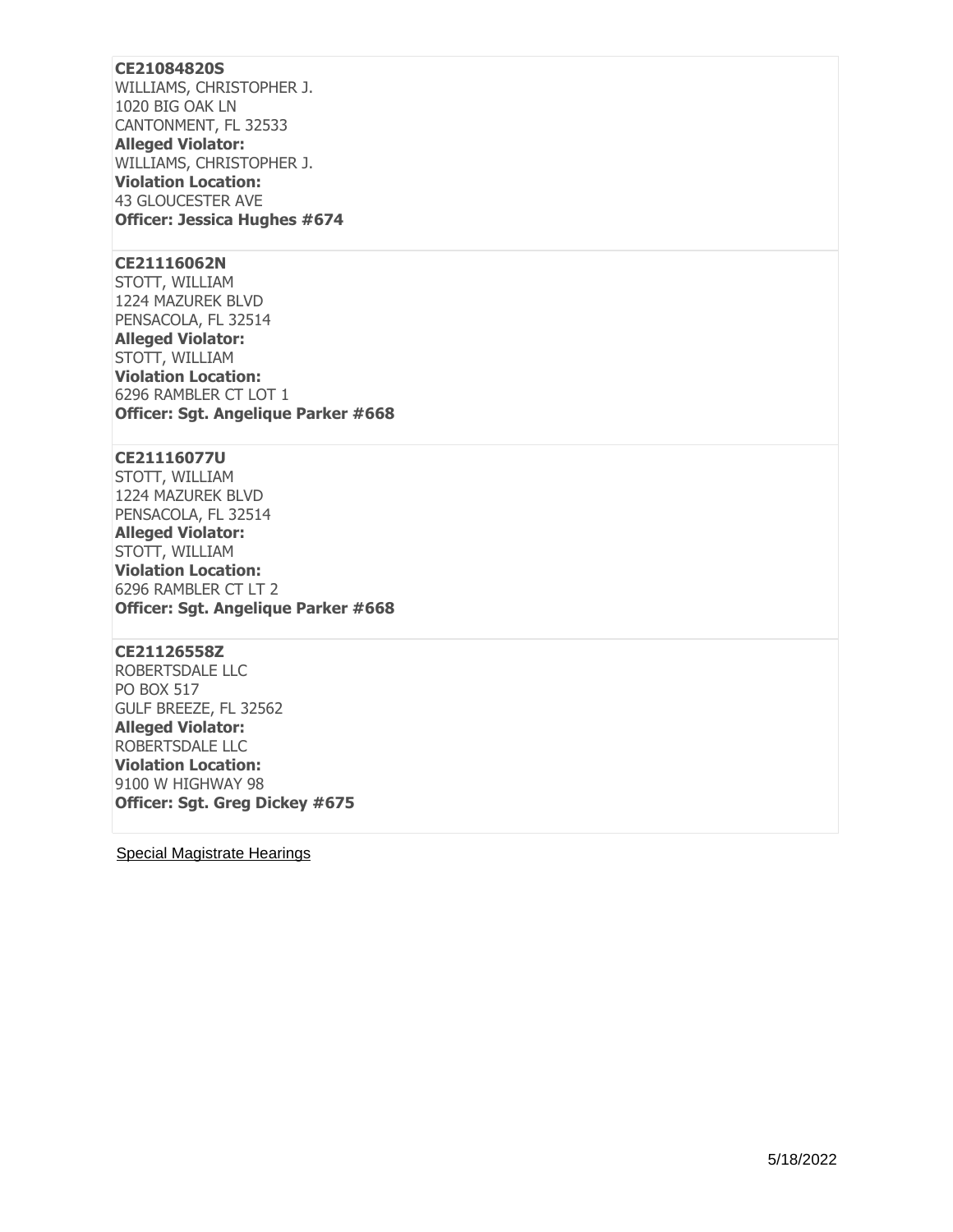**CE21084820S**
WILLIAMS, CHRISTOPHER J.
1020 BIG OAK LN
CANTONMENT, FL 32533
**Alleged Violator:**
WILLIAMS, CHRISTOPHER J.
**Violation Location:**
43 GLOUCESTER AVE
**Officer: Jessica Hughes #674**

**CE21116062N**
STOTT, WILLIAM
1224 MAZUREK BLVD
PENSACOLA, FL 32514
**Alleged Violator:**
STOTT, WILLIAM
**Violation Location:**
6296 RAMBLER CT LOT 1
**Officer: Sgt. Angelique Parker #668**

**CE21116077U**
STOTT, WILLIAM
1224 MAZUREK BLVD
PENSACOLA, FL 32514
**Alleged Violator:**
STOTT, WILLIAM
**Violation Location:**
6296 RAMBLER CT LT 2
**Officer: Sgt. Angelique Parker #668**

**CE21126558Z**
ROBERTSDALE LLC
PO BOX 517
GULF BREEZE, FL 32562
**Alleged Violator:**
ROBERTSDALE LLC
**Violation Location:**
9100 W HIGHWAY 98
**Officer: Sgt. Greg Dickey #675**

Special Magistrate Hearings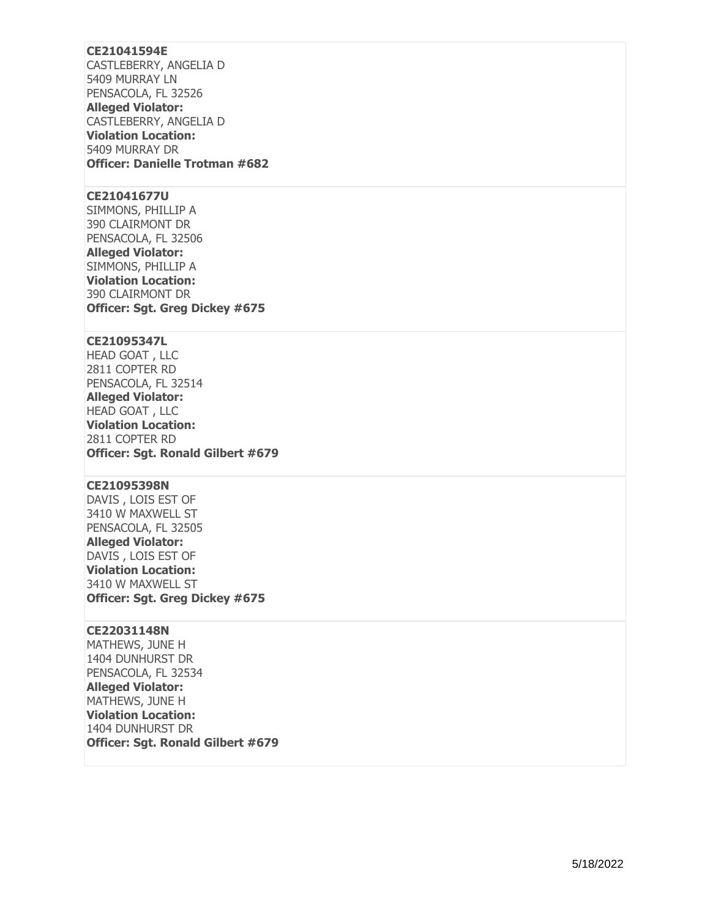**CE21041594E**
CASTLEBERRY, ANGELIA D
5409 MURRAY LN
PENSACOLA, FL 32526
**Alleged Violator:**
CASTLEBERRY, ANGELIA D
**Violation Location:**
5409 MURRAY DR
**Officer: Danielle Trotman #682**

---

**CE21041677U**
SIMMONS, PHILLIP A
390 CLAIRMONT DR
PENSACOLA, FL 32506
**Alleged Violator:**
SIMMONS, PHILLIP A
**Violation Location:**
390 CLAIRMONT DR
**Officer: Sgt. Greg Dickey #675**

---

**CE21095347L**
HEAD GOAT , LLC
2811 COPTER RD
PENSACOLA, FL 32514
**Alleged Violator:**
HEAD GOAT , LLC
**Violation Location:**
2811 COPTER RD
**Officer: Sgt. Ronald Gilbert #679**

---

**CE21095398N**
DAVIS , LOIS EST OF
3410 W MAXWELL ST
PENSACOLA, FL 32505
**Alleged Violator:**
DAVIS , LOIS EST OF
**Violation Location:**
3410 W MAXWELL ST
**Officer: Sgt. Greg Dickey #675**

---

**CE22031148N**
MATHEWS, JUNE H
1404 DUNHURST DR
PENSACOLA, FL 32534
**Alleged Violator:**
MATHEWS, JUNE H
**Violation Location:**
1404 DUNHURST DR
**Officer: Sgt. Ronald Gilbert #679**